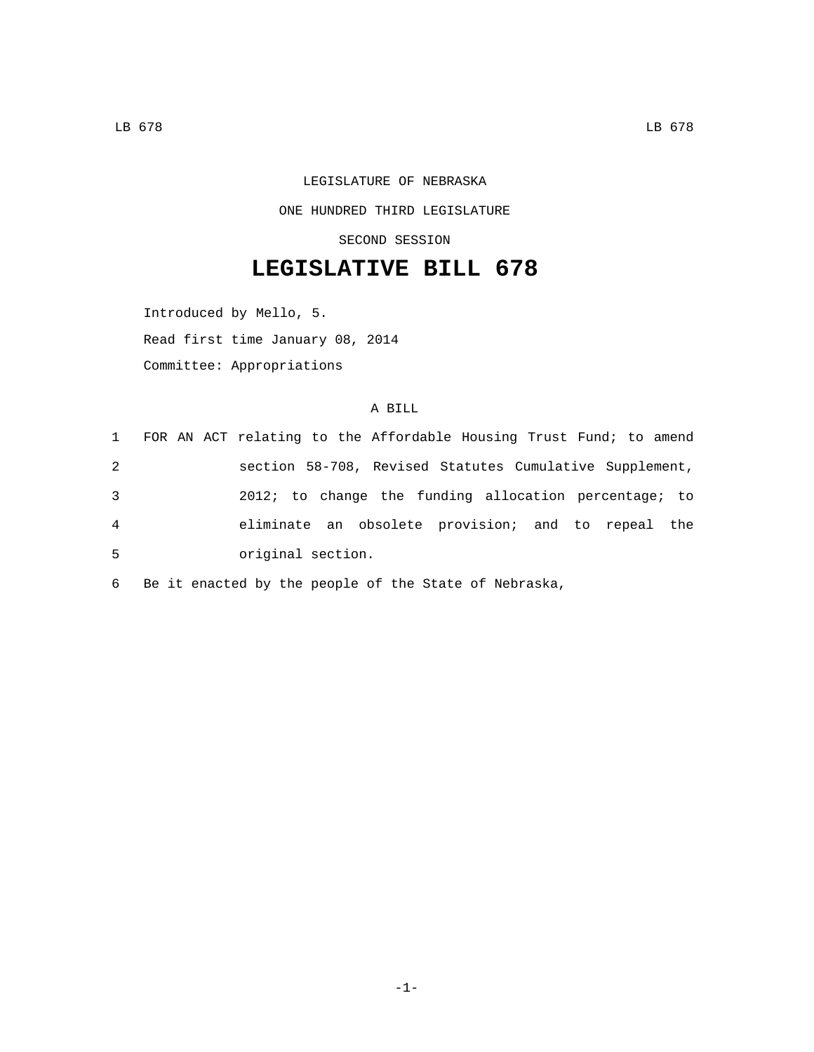LEGISLATURE OF NEBRASKA

ONE HUNDRED THIRD LEGISLATURE

SECOND SESSION

# LEGISLATIVE BILL 678

Introduced by Mello, 5.

Read first time January 08, 2014

Committee: Appropriations

A BILL

1 FOR AN ACT relating to the Affordable Housing Trust Fund; to amend
2 section 58-708, Revised Statutes Cumulative Supplement,
3 2012; to change the funding allocation percentage; to
4 eliminate an obsolete provision; and to repeal the
5 original section.

6 Be it enacted by the people of the State of Nebraska,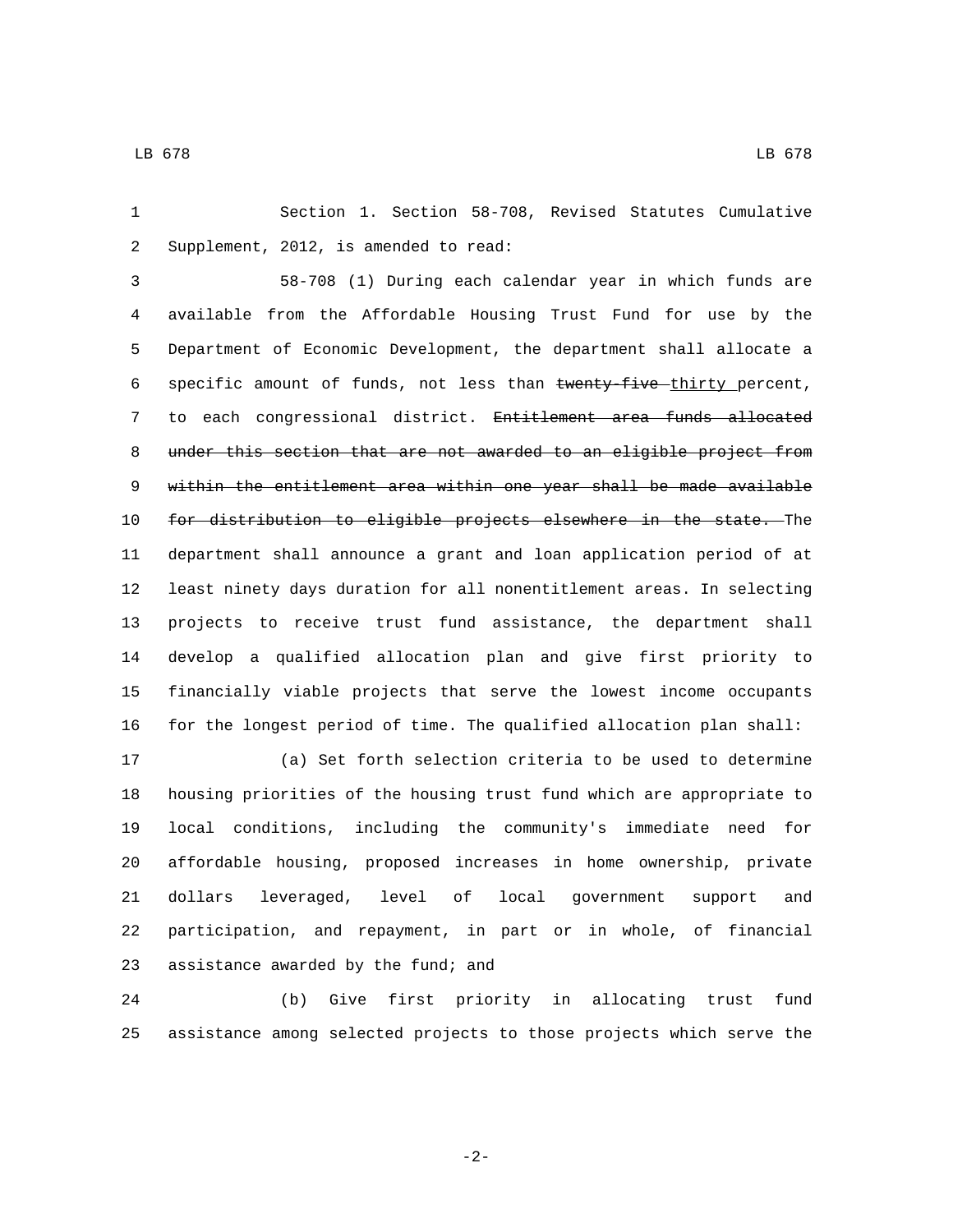Section 1. Section 58-708, Revised Statutes Cumulative Supplement, 2012, is amended to read:

58-708 (1) During each calendar year in which funds are available from the Affordable Housing Trust Fund for use by the Department of Economic Development, the department shall allocate a specific amount of funds, not less than ~~twenty-five~~ thirty percent, to each congressional district. ~~Entitlement area funds allocated under this section that are not awarded to an eligible project from within the entitlement area within one year shall be made available for distribution to eligible projects elsewhere in the state.~~ The department shall announce a grant and loan application period of at least ninety days duration for all nonentitlement areas. In selecting projects to receive trust fund assistance, the department shall develop a qualified allocation plan and give first priority to financially viable projects that serve the lowest income occupants for the longest period of time. The qualified allocation plan shall:

(a) Set forth selection criteria to be used to determine housing priorities of the housing trust fund which are appropriate to local conditions, including the community's immediate need for affordable housing, proposed increases in home ownership, private dollars leveraged, level of local government support and participation, and repayment, in part or in whole, of financial assistance awarded by the fund; and

(b) Give first priority in allocating trust fund assistance among selected projects to those projects which serve the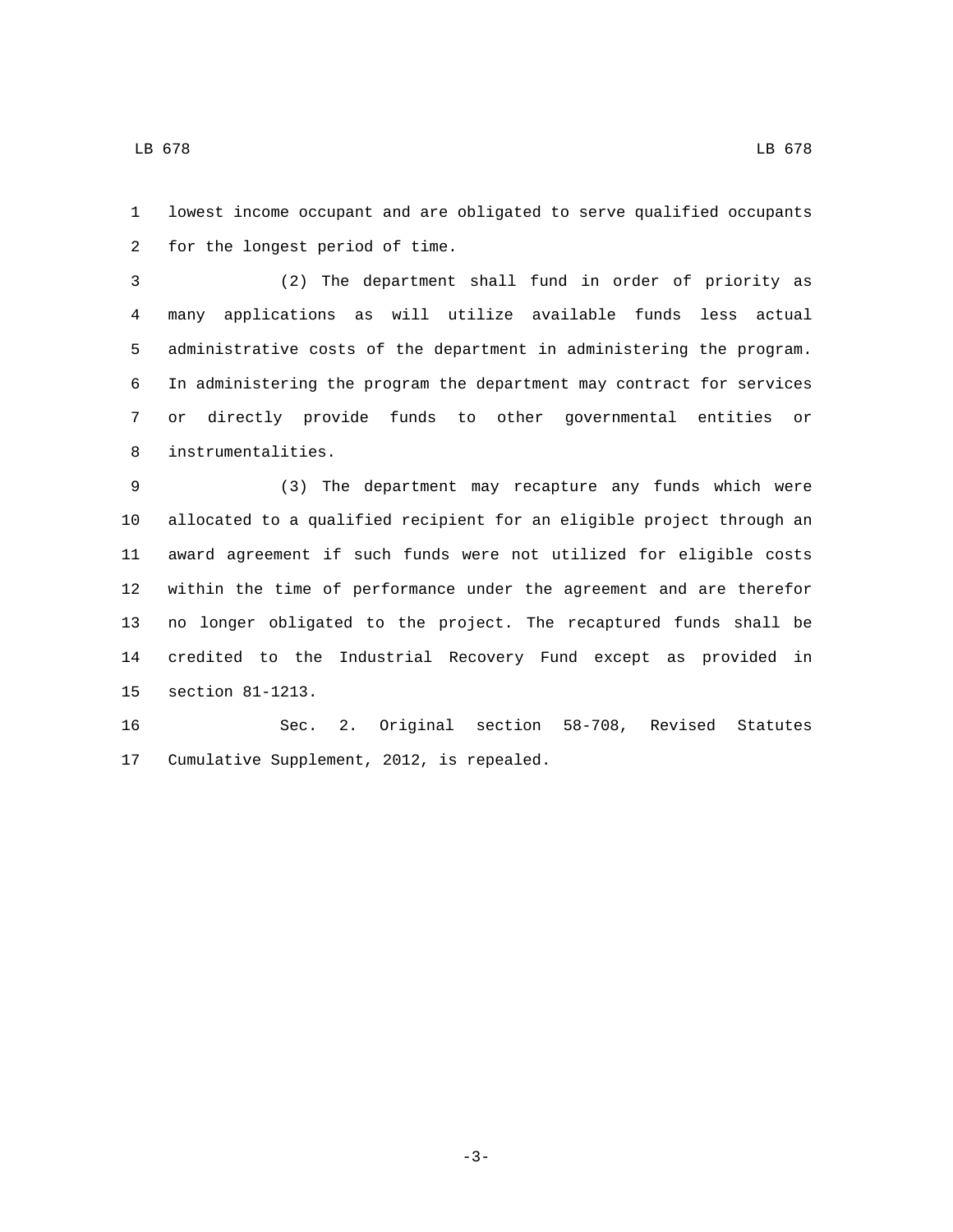lowest income occupant and are obligated to serve qualified occupants for the longest period of time.

(2) The department shall fund in order of priority as many applications as will utilize available funds less actual administrative costs of the department in administering the program. In administering the program the department may contract for services or directly provide funds to other governmental entities or instrumentalities.

(3) The department may recapture any funds which were allocated to a qualified recipient for an eligible project through an award agreement if such funds were not utilized for eligible costs within the time of performance under the agreement and are therefor no longer obligated to the project. The recaptured funds shall be credited to the Industrial Recovery Fund except as provided in section 81-1213.

Sec. 2. Original section 58-708, Revised Statutes Cumulative Supplement, 2012, is repealed.